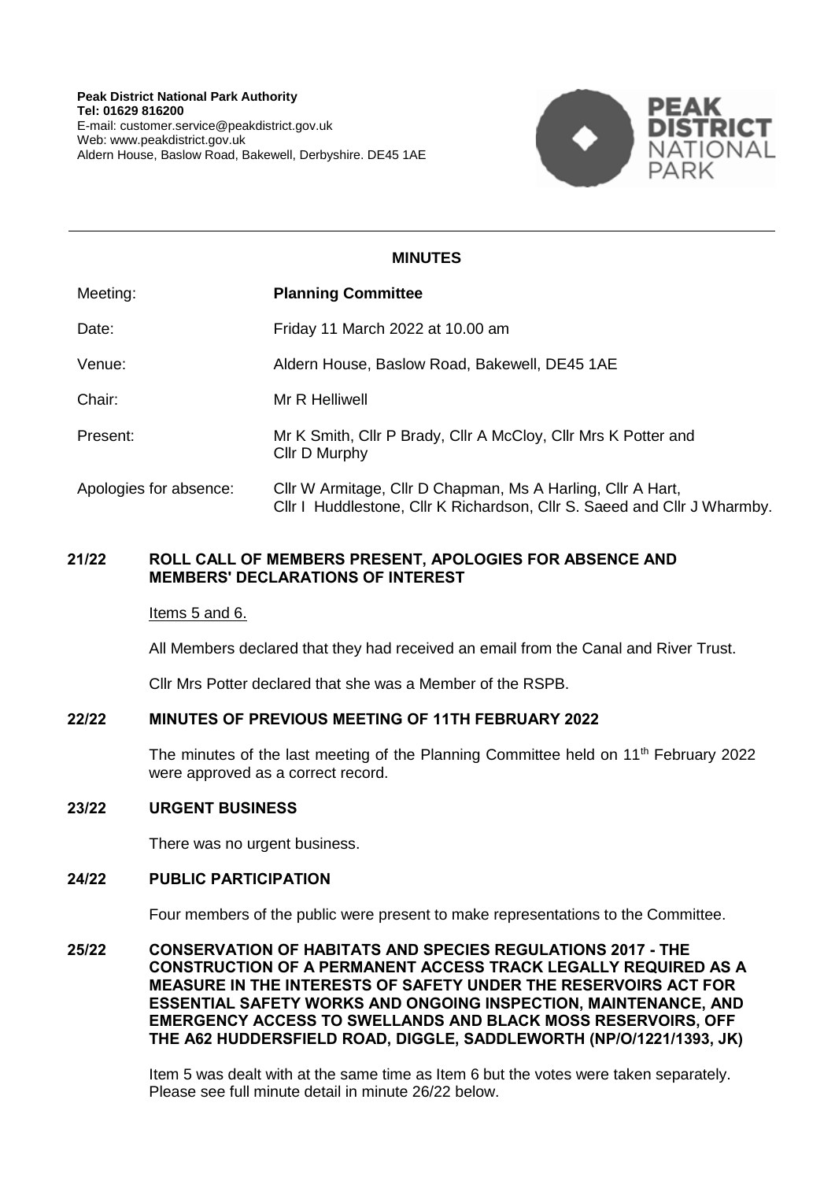**Peak District National Park Authority**
**Tel: 01629 816200**
E-mail: customer.service@peakdistrict.gov.uk
Web: www.peakdistrict.gov.uk
Aldern House, Baslow Road, Bakewell, Derbyshire. DE45 1AE

**MINUTES**

| | |
|---|---|
| Meeting: | **Planning Committee** |
| Date: | Friday 11 March 2022 at 10.00 am |
| Venue: | Aldern House, Baslow Road, Bakewell, DE45 1AE |
| Chair: | Mr R Helliwell |
| Present: | Mr K Smith, Cllr P Brady, Cllr A McCloy, Cllr Mrs K Potter and Cllr D Murphy |
| Apologies for absence: | Cllr W Armitage, Cllr D Chapman, Ms A Harling, Cllr A Hart, Cllr I Huddlestone, Cllr K Richardson, Cllr S. Saeed and Cllr J Wharmby. |

## 21/22 ROLL CALL OF MEMBERS PRESENT, APOLOGIES FOR ABSENCE AND MEMBERS' DECLARATIONS OF INTEREST

Items 5 and 6.

All Members declared that they had received an email from the Canal and River Trust.

Cllr Mrs Potter declared that she was a Member of the RSPB.

## 22/22 MINUTES OF PREVIOUS MEETING OF 11TH FEBRUARY 2022

The minutes of the last meeting of the Planning Committee held on 11th February 2022 were approved as a correct record.

## 23/22 URGENT BUSINESS

There was no urgent business.

## 24/22 PUBLIC PARTICIPATION

Four members of the public were present to make representations to the Committee.

## 25/22 CONSERVATION OF HABITATS AND SPECIES REGULATIONS 2017 - THE CONSTRUCTION OF A PERMANENT ACCESS TRACK LEGALLY REQUIRED AS A MEASURE IN THE INTERESTS OF SAFETY UNDER THE RESERVOIRS ACT FOR ESSENTIAL SAFETY WORKS AND ONGOING INSPECTION, MAINTENANCE, AND EMERGENCY ACCESS TO SWELLANDS AND BLACK MOSS RESERVOIRS, OFF THE A62 HUDDERSFIELD ROAD, DIGGLE, SADDLEWORTH (NP/O/1221/1393, JK)

Item 5 was dealt with at the same time as Item 6 but the votes were taken separately. Please see full minute detail in minute 26/22 below.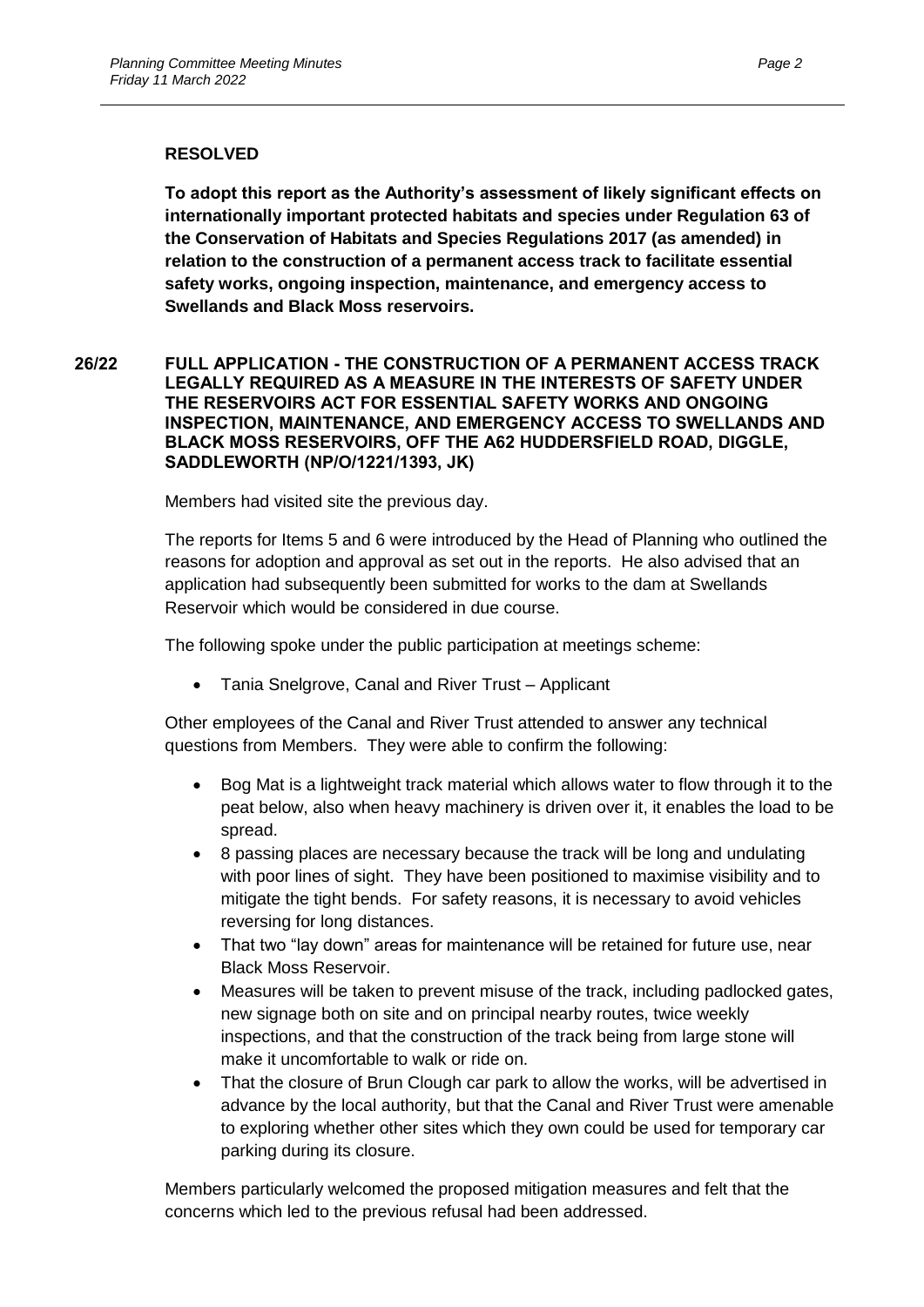**RESOLVED**

**To adopt this report as the Authority's assessment of likely significant effects on internationally important protected habitats and species under Regulation 63 of the Conservation of Habitats and Species Regulations 2017 (as amended) in relation to the construction of a permanent access track to facilitate essential safety works, ongoing inspection, maintenance, and emergency access to Swellands and Black Moss reservoirs.**

**26/22 FULL APPLICATION - THE CONSTRUCTION OF A PERMANENT ACCESS TRACK LEGALLY REQUIRED AS A MEASURE IN THE INTERESTS OF SAFETY UNDER THE RESERVOIRS ACT FOR ESSENTIAL SAFETY WORKS AND ONGOING INSPECTION, MAINTENANCE, AND EMERGENCY ACCESS TO SWELLANDS AND BLACK MOSS RESERVOIRS, OFF THE A62 HUDDERSFIELD ROAD, DIGGLE, SADDLEWORTH (NP/O/1221/1393, JK)**

Members had visited site the previous day.

The reports for Items 5 and 6 were introduced by the Head of Planning who outlined the reasons for adoption and approval as set out in the reports. He also advised that an application had subsequently been submitted for works to the dam at Swellands Reservoir which would be considered in due course.

The following spoke under the public participation at meetings scheme:

- Tania Snelgrove, Canal and River Trust – Applicant

Other employees of the Canal and River Trust attended to answer any technical questions from Members. They were able to confirm the following:

- Bog Mat is a lightweight track material which allows water to flow through it to the peat below, also when heavy machinery is driven over it, it enables the load to be spread.
- 8 passing places are necessary because the track will be long and undulating with poor lines of sight. They have been positioned to maximise visibility and to mitigate the tight bends. For safety reasons, it is necessary to avoid vehicles reversing for long distances.
- That two "lay down" areas for maintenance will be retained for future use, near Black Moss Reservoir.
- Measures will be taken to prevent misuse of the track, including padlocked gates, new signage both on site and on principal nearby routes, twice weekly inspections, and that the construction of the track being from large stone will make it uncomfortable to walk or ride on.
- That the closure of Brun Clough car park to allow the works, will be advertised in advance by the local authority, but that the Canal and River Trust were amenable to exploring whether other sites which they own could be used for temporary car parking during its closure.

Members particularly welcomed the proposed mitigation measures and felt that the concerns which led to the previous refusal had been addressed.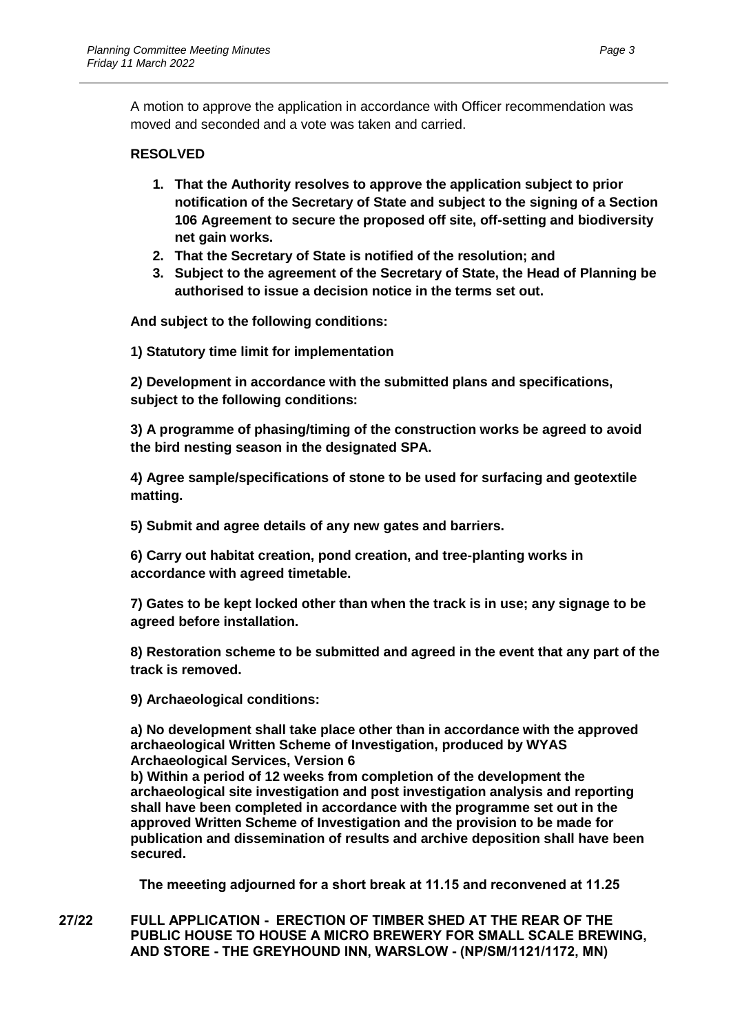A motion to approve the application in accordance with Officer recommendation was moved and seconded and a vote was taken and carried.

**RESOLVED**

1. **That the Authority resolves to approve the application subject to prior notification of the Secretary of State and subject to the signing of a Section 106 Agreement to secure the proposed off site, off-setting and biodiversity net gain works.**
2. **That the Secretary of State is notified of the resolution; and**
3. **Subject to the agreement of the Secretary of State, the Head of Planning be authorised to issue a decision notice in the terms set out.**

**And subject to the following conditions:**

**1) Statutory time limit for implementation**

**2) Development in accordance with the submitted plans and specifications, subject to the following conditions:**

**3) A programme of phasing/timing of the construction works be agreed to avoid the bird nesting season in the designated SPA.**

**4) Agree sample/specifications of stone to be used for surfacing and geotextile matting.**

**5) Submit and agree details of any new gates and barriers.**

**6) Carry out habitat creation, pond creation, and tree-planting works in accordance with agreed timetable.**

**7) Gates to be kept locked other than when the track is in use; any signage to be agreed before installation.**

**8) Restoration scheme to be submitted and agreed in the event that any part of the track is removed.**

**9) Archaeological conditions:**

**a) No development shall take place other than in accordance with the approved archaeological Written Scheme of Investigation, produced by WYAS Archaeological Services, Version 6**
**b) Within a period of 12 weeks from completion of the development the archaeological site investigation and post investigation analysis and reporting shall have been completed in accordance with the programme set out in the approved Written Scheme of Investigation and the provision to be made for publication and dissemination of results and archive deposition shall have been secured.**

**The meeeting adjourned for a short break at 11.15 and reconvened at 11.25**

**27/22 FULL APPLICATION - ERECTION OF TIMBER SHED AT THE REAR OF THE PUBLIC HOUSE TO HOUSE A MICRO BREWERY FOR SMALL SCALE BREWING, AND STORE - THE GREYHOUND INN, WARSLOW - (NP/SM/1121/1172, MN)**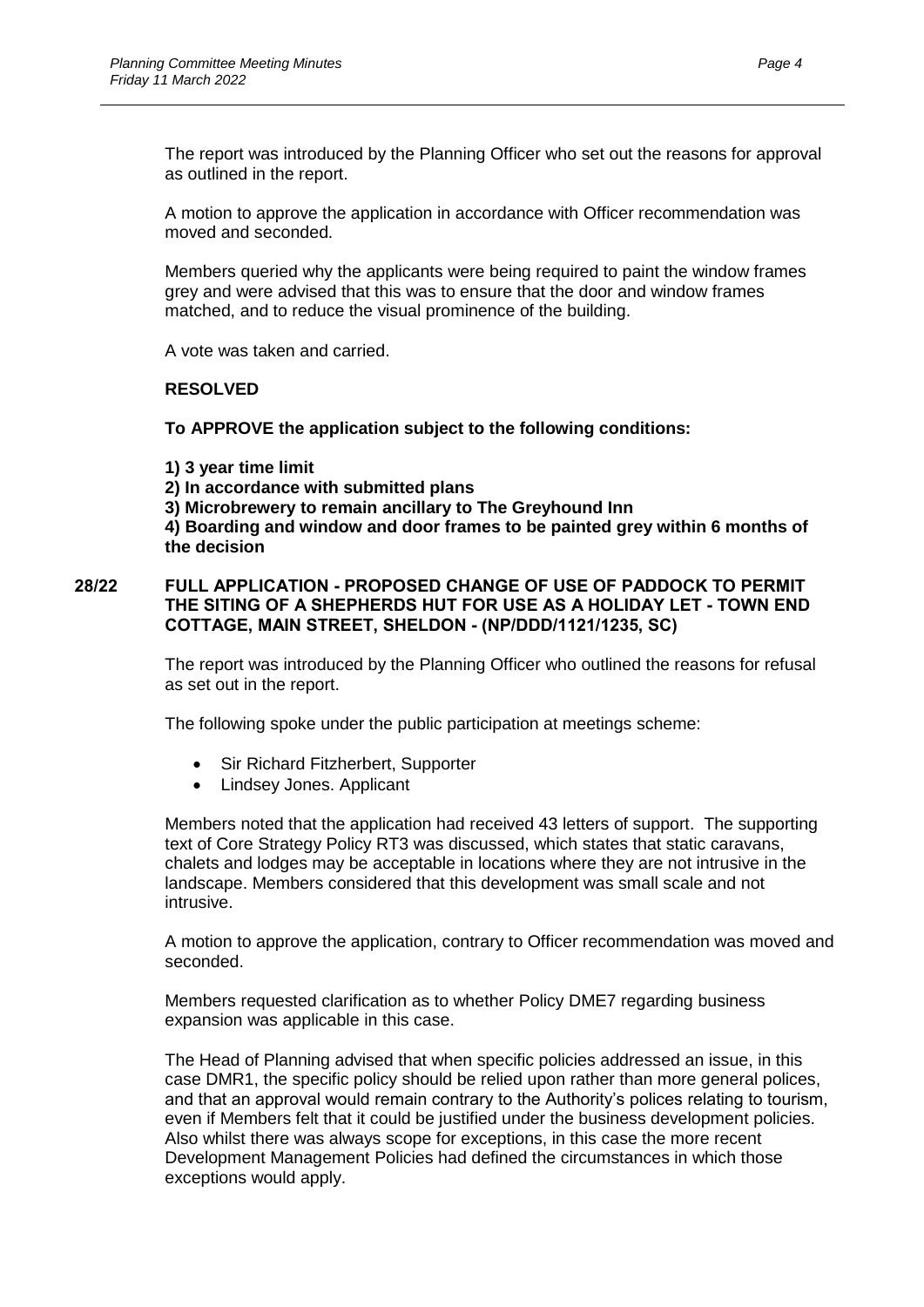The report was introduced by the Planning Officer who set out the reasons for approval as outlined in the report.

A motion to approve the application in accordance with Officer recommendation was moved and seconded.

Members queried why the applicants were being required to paint the window frames grey and were advised that this was to ensure that the door and window frames matched, and to reduce the visual prominence of the building.

A vote was taken and carried.

**RESOLVED**

**To APPROVE the application subject to the following conditions:**

**1) 3 year time limit**
**2) In accordance with submitted plans**
**3) Microbrewery to remain ancillary to The Greyhound Inn**
**4) Boarding and window and door frames to be painted grey within 6 months of the decision**

**28/22 FULL APPLICATION - PROPOSED CHANGE OF USE OF PADDOCK TO PERMIT THE SITING OF A SHEPHERDS HUT FOR USE AS A HOLIDAY LET - TOWN END COTTAGE, MAIN STREET, SHELDON - (NP/DDD/1121/1235, SC)**

The report was introduced by the Planning Officer who outlined the reasons for refusal as set out in the report.

The following spoke under the public participation at meetings scheme:

- Sir Richard Fitzherbert, Supporter
- Lindsey Jones. Applicant

Members noted that the application had received 43 letters of support. The supporting text of Core Strategy Policy RT3 was discussed, which states that static caravans, chalets and lodges may be acceptable in locations where they are not intrusive in the landscape. Members considered that this development was small scale and not intrusive.

A motion to approve the application, contrary to Officer recommendation was moved and seconded.

Members requested clarification as to whether Policy DME7 regarding business expansion was applicable in this case.

The Head of Planning advised that when specific policies addressed an issue, in this case DMR1, the specific policy should be relied upon rather than more general polices, and that an approval would remain contrary to the Authority's polices relating to tourism, even if Members felt that it could be justified under the business development policies. Also whilst there was always scope for exceptions, in this case the more recent Development Management Policies had defined the circumstances in which those exceptions would apply.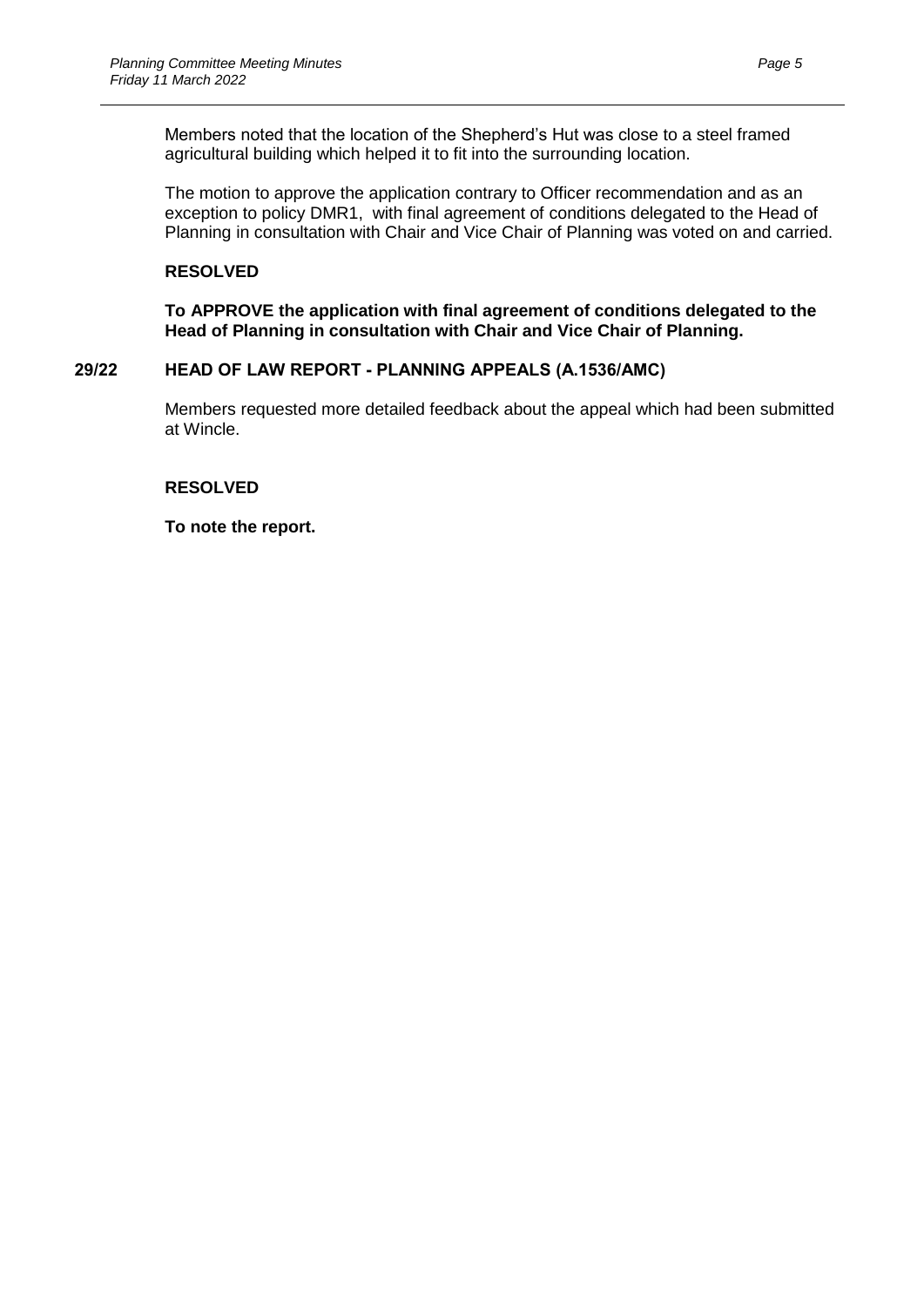Members noted that the location of the Shepherd's Hut was close to a steel framed agricultural building which helped it to fit into the surrounding location.

The motion to approve the application contrary to Officer recommendation and as an exception to policy DMR1, with final agreement of conditions delegated to the Head of Planning in consultation with Chair and Vice Chair of Planning was voted on and carried.

**RESOLVED**

**To APPROVE the application with final agreement of conditions delegated to the Head of Planning in consultation with Chair and Vice Chair of Planning.**

## 29/22 HEAD OF LAW REPORT - PLANNING APPEALS (A.1536/AMC)

Members requested more detailed feedback about the appeal which had been submitted at Wincle.

**RESOLVED**

**To note the report.**